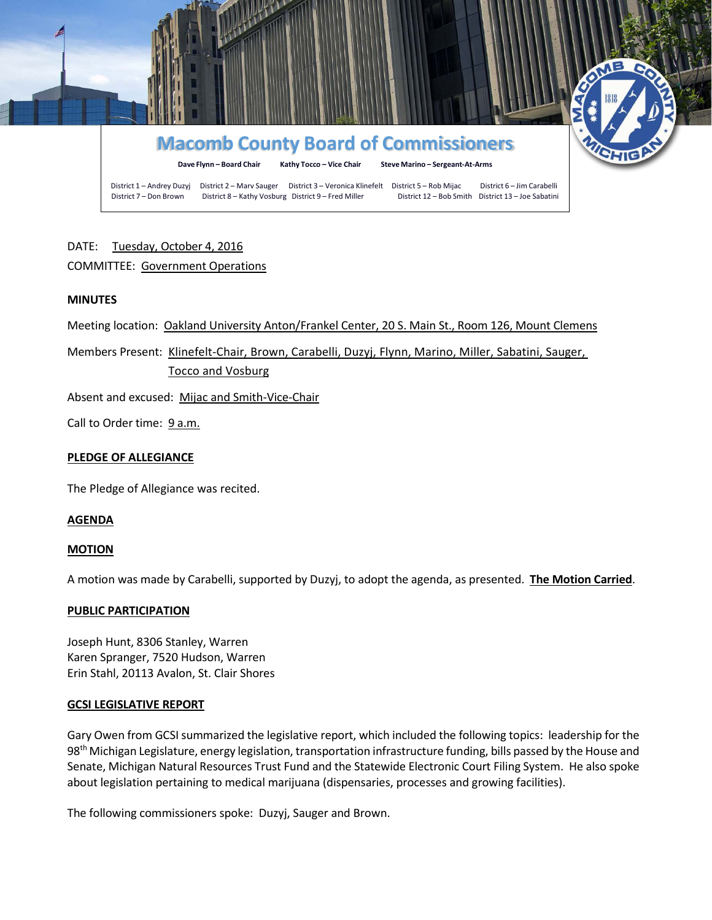# Macomb County Board of Commissioners

**Dave Flynn – Board Chair** **Kathy Tocco – Vice Chair** **Steve Marino – Sergeant-At-Arms**

District 1 – Andrey Duzyj District 2 – Marv Sauger District 3 – Veronica Klinefelt District 5 – Rob Mijac District 6 – Jim Carabelli
District 7 – Don Brown District 8 – Kathy Vosburg District 9 – Fred Miller District 12 – Bob Smith District 13 – Joe Sabatini

DATE: Tuesday, October 4, 2016

COMMITTEE: Government Operations

**MINUTES**

Meeting location: Oakland University Anton/Frankel Center, 20 S. Main St., Room 126, Mount Clemens

Members Present: Klinefelt-Chair, Brown, Carabelli, Duzyj, Flynn, Marino, Miller, Sabatini, Sauger, Tocco and Vosburg

Absent and excused: Mijac and Smith-Vice-Chair

Call to Order time: 9 a.m.

**PLEDGE OF ALLEGIANCE**

The Pledge of Allegiance was recited.

**AGENDA**

**MOTION**

A motion was made by Carabelli, supported by Duzyj, to adopt the agenda, as presented. **The Motion Carried**.

**PUBLIC PARTICIPATION**

Joseph Hunt, 8306 Stanley, Warren
Karen Spranger, 7520 Hudson, Warren
Erin Stahl, 20113 Avalon, St. Clair Shores

**GCSI LEGISLATIVE REPORT**

Gary Owen from GCSI summarized the legislative report, which included the following topics: leadership for the 98th Michigan Legislature, energy legislation, transportation infrastructure funding, bills passed by the House and Senate, Michigan Natural Resources Trust Fund and the Statewide Electronic Court Filing System. He also spoke about legislation pertaining to medical marijuana (dispensaries, processes and growing facilities).

The following commissioners spoke: Duzyj, Sauger and Brown.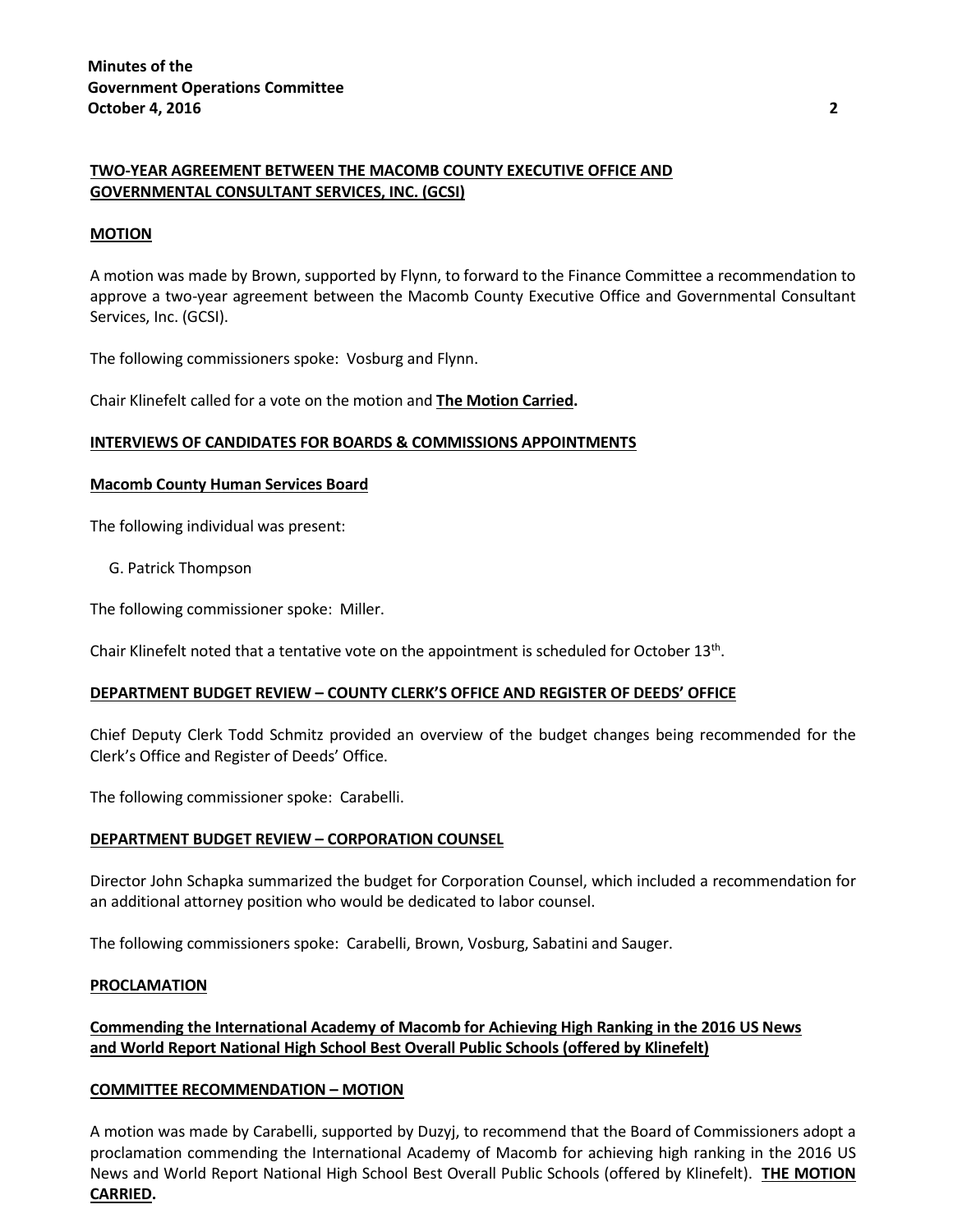**TWO-YEAR AGREEMENT BETWEEN THE MACOMB COUNTY EXECUTIVE OFFICE AND GOVERNMENTAL CONSULTANT SERVICES, INC. (GCSI)**

**MOTION**

A motion was made by Brown, supported by Flynn, to forward to the Finance Committee a recommendation to approve a two-year agreement between the Macomb County Executive Office and Governmental Consultant Services, Inc. (GCSI).

The following commissioners spoke: Vosburg and Flynn.

Chair Klinefelt called for a vote on the motion and **The Motion Carried.**

**INTERVIEWS OF CANDIDATES FOR BOARDS & COMMISSIONS APPOINTMENTS**

**Macomb County Human Services Board**

The following individual was present:

G. Patrick Thompson

The following commissioner spoke: Miller.

Chair Klinefelt noted that a tentative vote on the appointment is scheduled for October 13th.

**DEPARTMENT BUDGET REVIEW – COUNTY CLERK'S OFFICE AND REGISTER OF DEEDS' OFFICE**

Chief Deputy Clerk Todd Schmitz provided an overview of the budget changes being recommended for the Clerk's Office and Register of Deeds' Office.

The following commissioner spoke: Carabelli.

**DEPARTMENT BUDGET REVIEW – CORPORATION COUNSEL**

Director John Schapka summarized the budget for Corporation Counsel, which included a recommendation for an additional attorney position who would be dedicated to labor counsel.

The following commissioners spoke: Carabelli, Brown, Vosburg, Sabatini and Sauger.

**PROCLAMATION**

**Commending the International Academy of Macomb for Achieving High Ranking in the 2016 US News and World Report National High School Best Overall Public Schools (offered by Klinefelt)**

**COMMITTEE RECOMMENDATION – MOTION**

A motion was made by Carabelli, supported by Duzyj, to recommend that the Board of Commissioners adopt a proclamation commending the International Academy of Macomb for achieving high ranking in the 2016 US News and World Report National High School Best Overall Public Schools (offered by Klinefelt). **THE MOTION CARRIED.**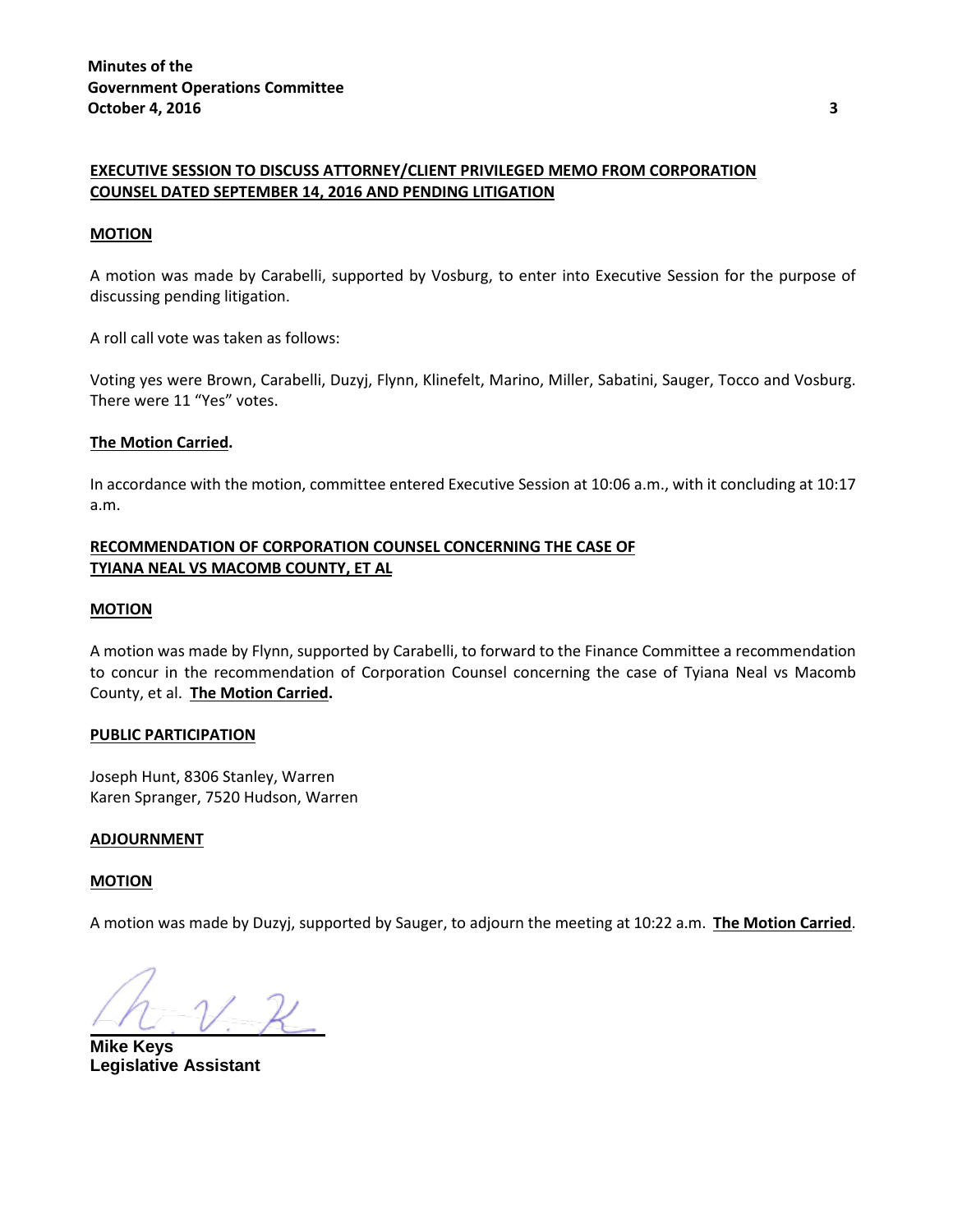## EXECUTIVE SESSION TO DISCUSS ATTORNEY/CLIENT PRIVILEGED MEMO FROM CORPORATION COUNSEL DATED SEPTEMBER 14, 2016 AND PENDING LITIGATION

### MOTION

A motion was made by Carabelli, supported by Vosburg, to enter into Executive Session for the purpose of discussing pending litigation.

A roll call vote was taken as follows:

Voting yes were Brown, Carabelli, Duzyj, Flynn, Klinefelt, Marino, Miller, Sabatini, Sauger, Tocco and Vosburg. There were 11 "Yes" votes.

**The Motion Carried.**

In accordance with the motion, committee entered Executive Session at 10:06 a.m., with it concluding at 10:17 a.m.

## RECOMMENDATION OF CORPORATION COUNSEL CONCERNING THE CASE OF TYIANA NEAL VS MACOMB COUNTY, ET AL

### MOTION

A motion was made by Flynn, supported by Carabelli, to forward to the Finance Committee a recommendation to concur in the recommendation of Corporation Counsel concerning the case of Tyiana Neal vs Macomb County, et al. **The Motion Carried.**

## PUBLIC PARTICIPATION

Joseph Hunt, 8306 Stanley, Warren
Karen Spranger, 7520 Hudson, Warren

## ADJOURNMENT

### MOTION

A motion was made by Duzyj, supported by Sauger, to adjourn the meeting at 10:22 a.m. **The Motion Carried.**

**Mike Keys**
**Legislative Assistant**